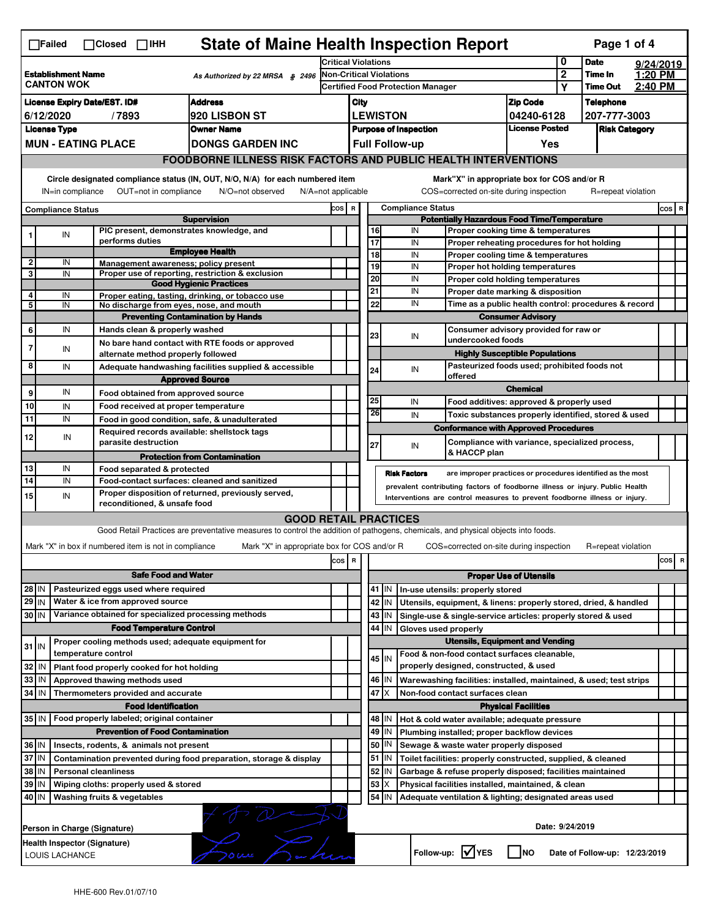# State of Maine Health Inspection Report

☐Failed ☐Closed ☐IHH

| | | | |
|---|---|---|---|
| **Establishment Name** CANTON WOK | As Authorized by 22 MRSA § 2496 | Critical Violations: 0 | **Date** 9/24/2019 |
| | | Non-Critical Violations: 2 | **Time In** 1:20 PM |
| | | Certified Food Protection Manager: Y | **Time Out** 2:40 PM |

| License Expiry Date/EST. ID# | Address | City | Zip Code | Telephone |
|---|---|---|---|---|
| 6/12/2020 / 7893 | 920 LISBON ST | LEWISTON | 04240-6128 | 207-777-3003 |
| **License Type** | **Owner Name** | **Purpose of Inspection** | **License Posted** | **Risk Category** |
| MUN - EATING PLACE | DONGS GARDEN INC | Full Follow-up | Yes | |

## FOODBORNE ILLNESS RISK FACTORS AND PUBLIC HEALTH INTERVENTIONS

Circle designated compliance status (IN, OUT, N/O, N/A) for each numbered item
IN=in compliance OUT=not in compliance N/O=not observed N/A=not applicable

Mark "X" in appropriate box for COS and/or R
COS=corrected on-site during inspection R=repeat violation

| # | Compliance Status | | COS | R |
|---|---|---|---|---|
| | | **Supervision** | | |
| 1 | IN | PIC present, demonstrates knowledge, and performs duties | | |
| | | **Employee Health** | | |
| 2 | IN | Management awareness; policy present | | |
| 3 | IN | Proper use of reporting, restriction & exclusion | | |
| | | **Good Hygienic Practices** | | |
| 4 | IN | Proper eating, tasting, drinking, or tobacco use | | |
| 5 | IN | No discharge from eyes, nose, and mouth | | |
| | | **Preventing Contamination by Hands** | | |
| 6 | IN | Hands clean & properly washed | | |
| 7 | IN | No bare hand contact with RTE foods or approved alternate method properly followed | | |
| 8 | IN | Adequate handwashing facilities supplied & accessible | | |
| | | **Approved Source** | | |
| 9 | IN | Food obtained from approved source | | |
| 10 | IN | Food received at proper temperature | | |
| 11 | IN | Food in good condition, safe, & unadulterated | | |
| 12 | IN | Required records available: shellstock tags parasite destruction | | |
| | | **Protection from Contamination** | | |
| 13 | IN | Food separated & protected | | |
| 14 | IN | Food-contact surfaces: cleaned and sanitized | | |
| 15 | IN | Proper disposition of returned, previously served, reconditioned, & unsafe food | | |
| | | **Potentially Hazardous Food Time/Temperature** | | |
| 16 | IN | Proper cooking time & temperatures | | |
| 17 | IN | Proper reheating procedures for hot holding | | |
| 18 | IN | Proper cooling time & temperatures | | |
| 19 | IN | Proper hot holding temperatures | | |
| 20 | IN | Proper cold holding temperatures | | |
| 21 | IN | Proper date marking & disposition | | |
| 22 | IN | Time as a public health control: procedures & record | | |
| | | **Consumer Advisory** | | |
| 23 | IN | Consumer advisory provided for raw or undercooked foods | | |
| | | **Highly Susceptible Populations** | | |
| 24 | IN | Pasteurized foods used; prohibited foods not offered | | |
| | | **Chemical** | | |
| 25 | IN | Food additives: approved & properly used | | |
| 26 | IN | Toxic substances properly identified, stored & used | | |
| | | **Conformance with Approved Procedures** | | |
| 27 | IN | Compliance with variance, specialized process, & HACCP plan | | |

**Risk Factors** are improper practices or procedures identified as the most prevalent contributing factors of foodborne illness or injury. Public Health Interventions are control measures to prevent foodborne illness or injury.

## GOOD RETAIL PRACTICES

Good Retail Practices are preventative measures to control the addition of pathogens, chemicals, and physical objects into foods.

Mark "X" in box if numbered item is not in compliance Mark "X" in appropriate box for COS and/or R COS=corrected on-site during inspection R=repeat violation

| # | | | COS | R |
|---|---|---|---|---|
| | | **Safe Food and Water** | | |
| 28 | IN | Pasteurized eggs used where required | | |
| 29 | IN | Water & ice from approved source | | |
| 30 | IN | Variance obtained for specialized processing methods | | |
| | | **Food Temperature Control** | | |
| 31 | IN | Proper cooling methods used; adequate equipment for temperature control | | |
| 32 | IN | Plant food properly cooked for hot holding | | |
| 33 | IN | Approved thawing methods used | | |
| 34 | IN | Thermometers provided and accurate | | |
| | | **Food Identification** | | |
| 35 | IN | Food properly labeled; original container | | |
| | | **Prevention of Food Contamination** | | |
| 36 | IN | Insects, rodents, & animals not present | | |
| 37 | IN | Contamination prevented during food preparation, storage & display | | |
| 38 | IN | Personal cleanliness | | |
| 39 | IN | Wiping cloths: properly used & stored | | |
| 40 | IN | Washing fruits & vegetables | | |
| | | **Proper Use of Utensils** | | |
| 41 | IN | In-use utensils: properly stored | | |
| 42 | IN | Utensils, equipment, & linens: properly stored, dried, & handled | | |
| 43 | IN | Single-use & single-service articles: properly stored & used | | |
| 44 | IN | Gloves used properly | | |
| | | **Utensils, Equipment and Vending** | | |
| 45 | IN | Food & non-food contact surfaces cleanable, properly designed, constructed, & used | | |
| 46 | IN | Warewashing facilities: installed, maintained, & used; test strips | | |
| 47 | X | Non-food contact surfaces clean | | |
| | | **Physical Facilities** | | |
| 48 | IN | Hot & cold water available; adequate pressure | | |
| 49 | IN | Plumbing installed; proper backflow devices | | |
| 50 | IN | Sewage & waste water properly disposed | | |
| 51 | IN | Toilet facilities: properly constructed, supplied, & cleaned | | |
| 52 | IN | Garbage & refuse properly disposed; facilities maintained | | |
| 53 | X | Physical facilities installed, maintained, & clean | | |
| 54 | IN | Adequate ventilation & lighting; designated areas used | | |

Person in Charge (Signature)

Date: 9/24/2019

Health Inspector (Signature)
LOUIS LACHANCE

Follow-up: ☑ YES ☐ NO Date of Follow-up: 12/23/2019

HHE-600 Rev.01/07/10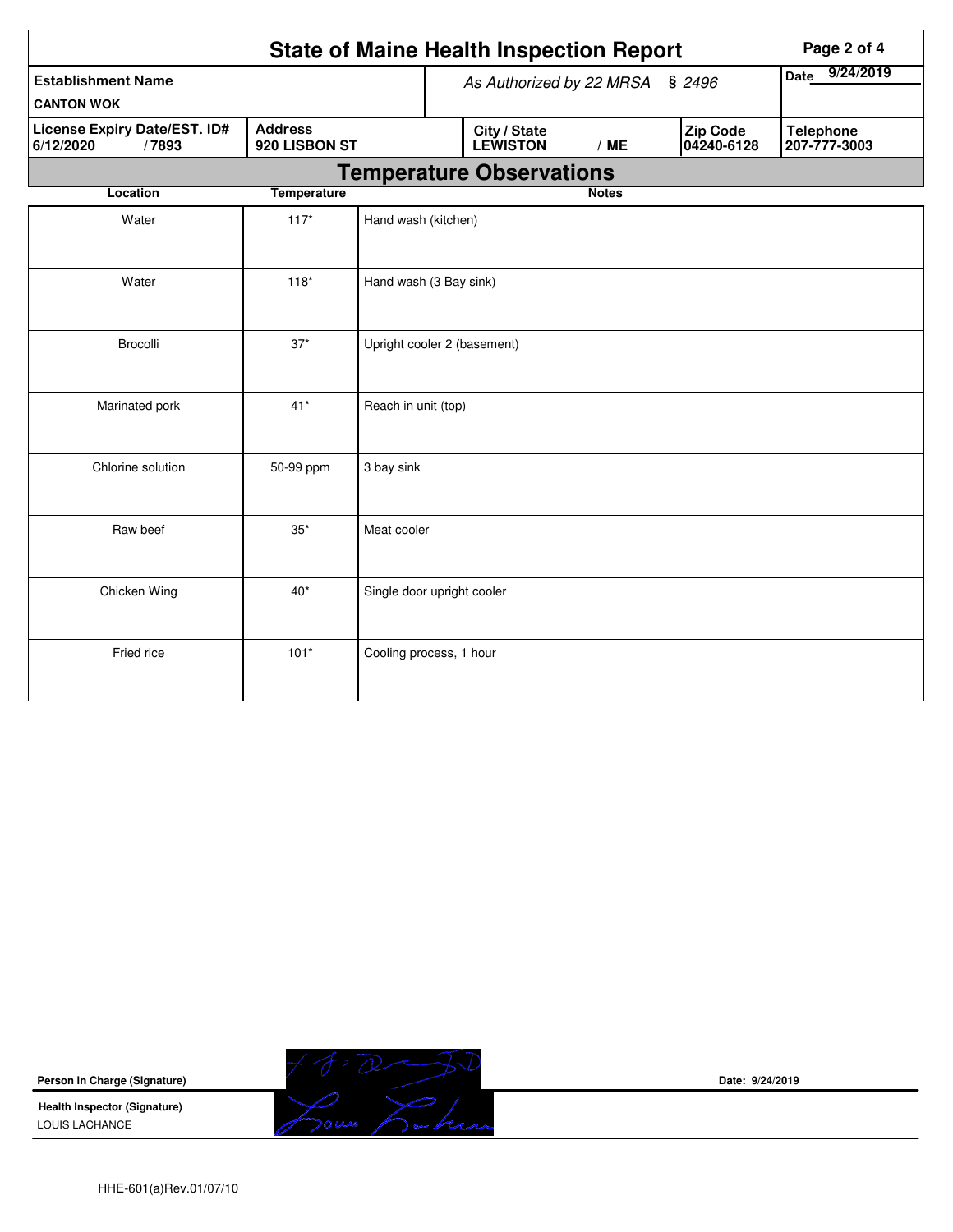# State of Maine Health Inspection Report

| Establishment Name | As Authorized by 22 MRSA § 2496 | | | Date 9/24/2019 |
|---|---|---|---|---|
| CANTON WOK | | | | |
| License Expiry Date/EST. ID# 6/12/2020 / 7893 | Address 920 LISBON ST | City / State LEWISTON / ME | Zip Code 04240-6128 | Telephone 207-777-3003 |

## Temperature Observations

| Location | Temperature | Notes |
|---|---|---|
| Water | 117* | Hand wash (kitchen) |
| Water | 118* | Hand wash (3 Bay sink) |
| Brocolli | 37* | Upright cooler 2 (basement) |
| Marinated pork | 41* | Reach in unit (top) |
| Chlorine solution | 50-99 ppm | 3 bay sink |
| Raw beef | 35* | Meat cooler |
| Chicken Wing | 40* | Single door upright cooler |
| Fried rice | 101* | Cooling process, 1 hour |

**Person in Charge (Signature)** 

**Date:** 9/24/2019

**Health Inspector (Signature)**
LOUIS LACHANCE

HHE-601(a)Rev.01/07/10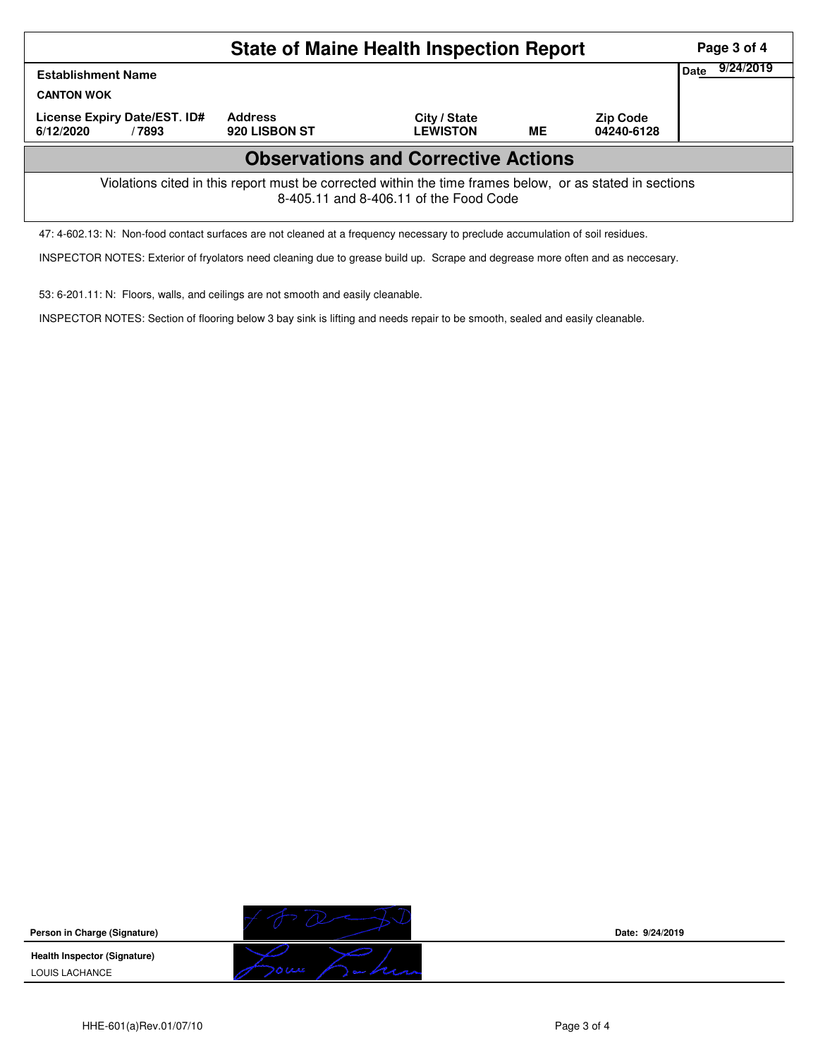# State of Maine Health Inspection Report

| Establishment Name | | | | | Date 9/24/2019 |
|---|---|---|---|---|---|
| CANTON WOK | | | | | |
| License Expiry Date/EST. ID# | Address | City / State | | Zip Code | |
| 6/12/2020 / 7893 | 920 LISBON ST | LEWISTON | ME | 04240-6128 | |

## Observations and Corrective Actions

Violations cited in this report must be corrected within the time frames below, or as stated in sections 8-405.11 and 8-406.11 of the Food Code

47: 4-602.13: N: Non-food contact surfaces are not cleaned at a frequency necessary to preclude accumulation of soil residues.

INSPECTOR NOTES: Exterior of fryolators need cleaning due to grease build up. Scrape and degrease more often and as neccesary.

53: 6-201.11: N: Floors, walls, and ceilings are not smooth and easily cleanable.

INSPECTOR NOTES: Section of flooring below 3 bay sink is lifting and needs repair to be smooth, sealed and easily cleanable.

**Person in Charge (Signature)** &nbsp;&nbsp;&nbsp;&nbsp; **Date: 9/24/2019**

**Health Inspector (Signature)**
LOUIS LACHANCE

HHE-601(a)Rev.01/07/10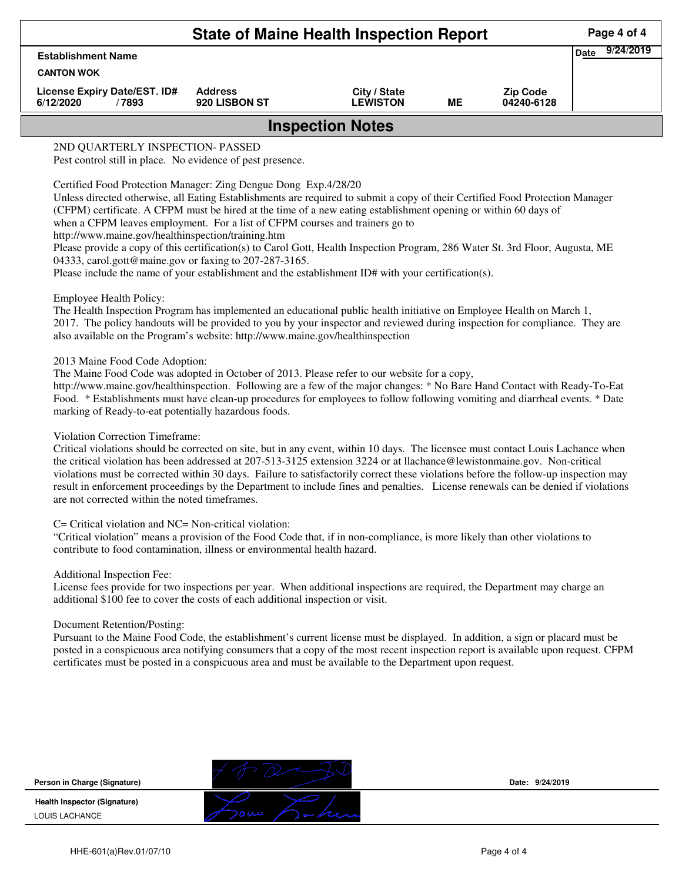# State of Maine Health Inspection Report

| Establishment Name | | | | | Date 9/24/2019 |
|---|---|---|---|---|---|
| CANTON WOK | | | | | |
| License Expiry Date/EST. ID# | Address | City / State | | Zip Code | |
| 6/12/2020 / 7893 | 920 LISBON ST | LEWISTON | ME | 04240-6128 | |

## Inspection Notes

2ND QUARTERLY INSPECTION- PASSED
Pest control still in place. No evidence of pest presence.

Certified Food Protection Manager: Zing Dengue Dong Exp.4/28/20
Unless directed otherwise, all Eating Establishments are required to submit a copy of their Certified Food Protection Manager (CFPM) certificate. A CFPM must be hired at the time of a new eating establishment opening or within 60 days of when a CFPM leaves employment. For a list of CFPM courses and trainers go to http://www.maine.gov/healthinspection/training.htm
Please provide a copy of this certification(s) to Carol Gott, Health Inspection Program, 286 Water St. 3rd Floor, Augusta, ME 04333, carol.gott@maine.gov or faxing to 207-287-3165.
Please include the name of your establishment and the establishment ID# with your certification(s).

Employee Health Policy:
The Health Inspection Program has implemented an educational public health initiative on Employee Health on March 1, 2017. The policy handouts will be provided to you by your inspector and reviewed during inspection for compliance. They are also available on the Program's website: http://www.maine.gov/healthinspection

2013 Maine Food Code Adoption:
The Maine Food Code was adopted in October of 2013. Please refer to our website for a copy, http://www.maine.gov/healthinspection. Following are a few of the major changes: * No Bare Hand Contact with Ready-To-Eat Food. * Establishments must have clean-up procedures for employees to follow following vomiting and diarrheal events. * Date marking of Ready-to-eat potentially hazardous foods.

Violation Correction Timeframe:
Critical violations should be corrected on site, but in any event, within 10 days. The licensee must contact Louis Lachance when the critical violation has been addressed at 207-513-3125 extension 3224 or at llachance@lewistonmaine.gov. Non-critical violations must be corrected within 30 days. Failure to satisfactorily correct these violations before the follow-up inspection may result in enforcement proceedings by the Department to include fines and penalties. License renewals can be denied if violations are not corrected within the noted timeframes.

C= Critical violation and NC= Non-critical violation:
"Critical violation" means a provision of the Food Code that, if in non-compliance, is more likely than other violations to contribute to food contamination, illness or environmental health hazard.

Additional Inspection Fee:
License fees provide for two inspections per year. When additional inspections are required, the Department may charge an additional $100 fee to cover the costs of each additional inspection or visit.

Document Retention/Posting:
Pursuant to the Maine Food Code, the establishment's current license must be displayed. In addition, a sign or placard must be posted in a conspicuous area notifying consumers that a copy of the most recent inspection report is available upon request. CFPM certificates must be posted in a conspicuous area and must be available to the Department upon request.

**Person in Charge (Signature)** Date: 9/24/2019

**Health Inspector (Signature)**
LOUIS LACHANCE

HHE-601(a)Rev.01/07/10